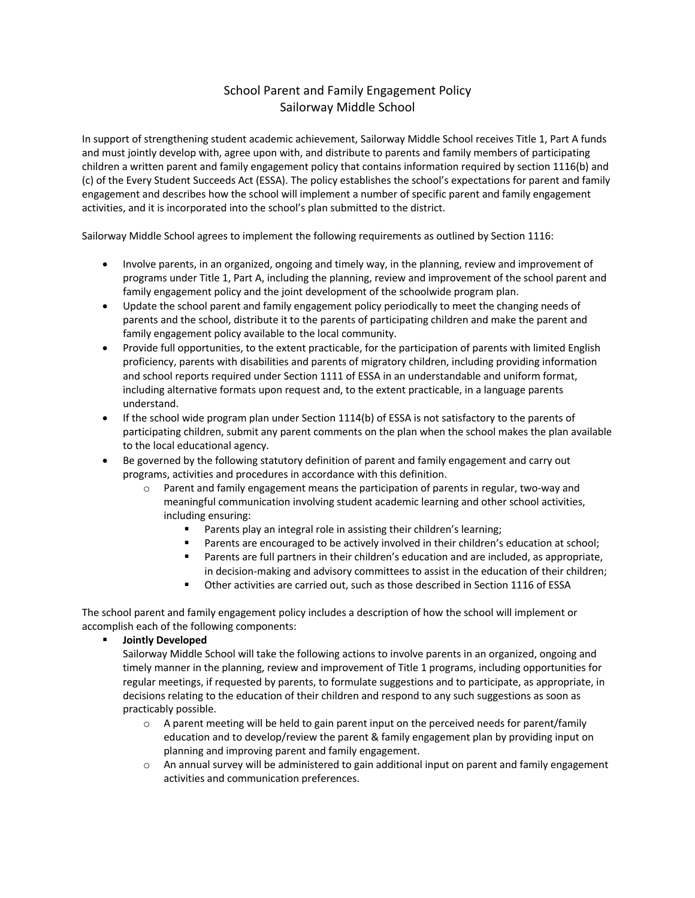# School Parent and Family Engagement Policy
## Sailorway Middle School

In support of strengthening student academic achievement, Sailorway Middle School receives Title 1, Part A funds and must jointly develop with, agree upon with, and distribute to parents and family members of participating children a written parent and family engagement policy that contains information required by section 1116(b) and (c) of the Every Student Succeeds Act (ESSA). The policy establishes the school's expectations for parent and family engagement and describes how the school will implement a number of specific parent and family engagement activities, and it is incorporated into the school's plan submitted to the district.

Sailorway Middle School agrees to implement the following requirements as outlined by Section 1116:

- Involve parents, in an organized, ongoing and timely way, in the planning, review and improvement of programs under Title 1, Part A, including the planning, review and improvement of the school parent and family engagement policy and the joint development of the schoolwide program plan.
- Update the school parent and family engagement policy periodically to meet the changing needs of parents and the school, distribute it to the parents of participating children and make the parent and family engagement policy available to the local community.
- Provide full opportunities, to the extent practicable, for the participation of parents with limited English proficiency, parents with disabilities and parents of migratory children, including providing information and school reports required under Section 1111 of ESSA in an understandable and uniform format, including alternative formats upon request and, to the extent practicable, in a language parents understand.
- If the school wide program plan under Section 1114(b) of ESSA is not satisfactory to the parents of participating children, submit any parent comments on the plan when the school makes the plan available to the local educational agency.
- Be governed by the following statutory definition of parent and family engagement and carry out programs, activities and procedures in accordance with this definition.
  - Parent and family engagement means the participation of parents in regular, two-way and meaningful communication involving student academic learning and other school activities, including ensuring:
    - Parents play an integral role in assisting their children's learning;
    - Parents are encouraged to be actively involved in their children's education at school;
    - Parents are full partners in their children's education and are included, as appropriate, in decision-making and advisory committees to assist in the education of their children;
    - Other activities are carried out, such as those described in Section 1116 of ESSA

The school parent and family engagement policy includes a description of how the school will implement or accomplish each of the following components:

- **Jointly Developed**

  Sailorway Middle School will take the following actions to involve parents in an organized, ongoing and timely manner in the planning, review and improvement of Title 1 programs, including opportunities for regular meetings, if requested by parents, to formulate suggestions and to participate, as appropriate, in decisions relating to the education of their children and respond to any such suggestions as soon as practicably possible.
  - A parent meeting will be held to gain parent input on the perceived needs for parent/family education and to develop/review the parent & family engagement plan by providing input on planning and improving parent and family engagement.
  - An annual survey will be administered to gain additional input on parent and family engagement activities and communication preferences.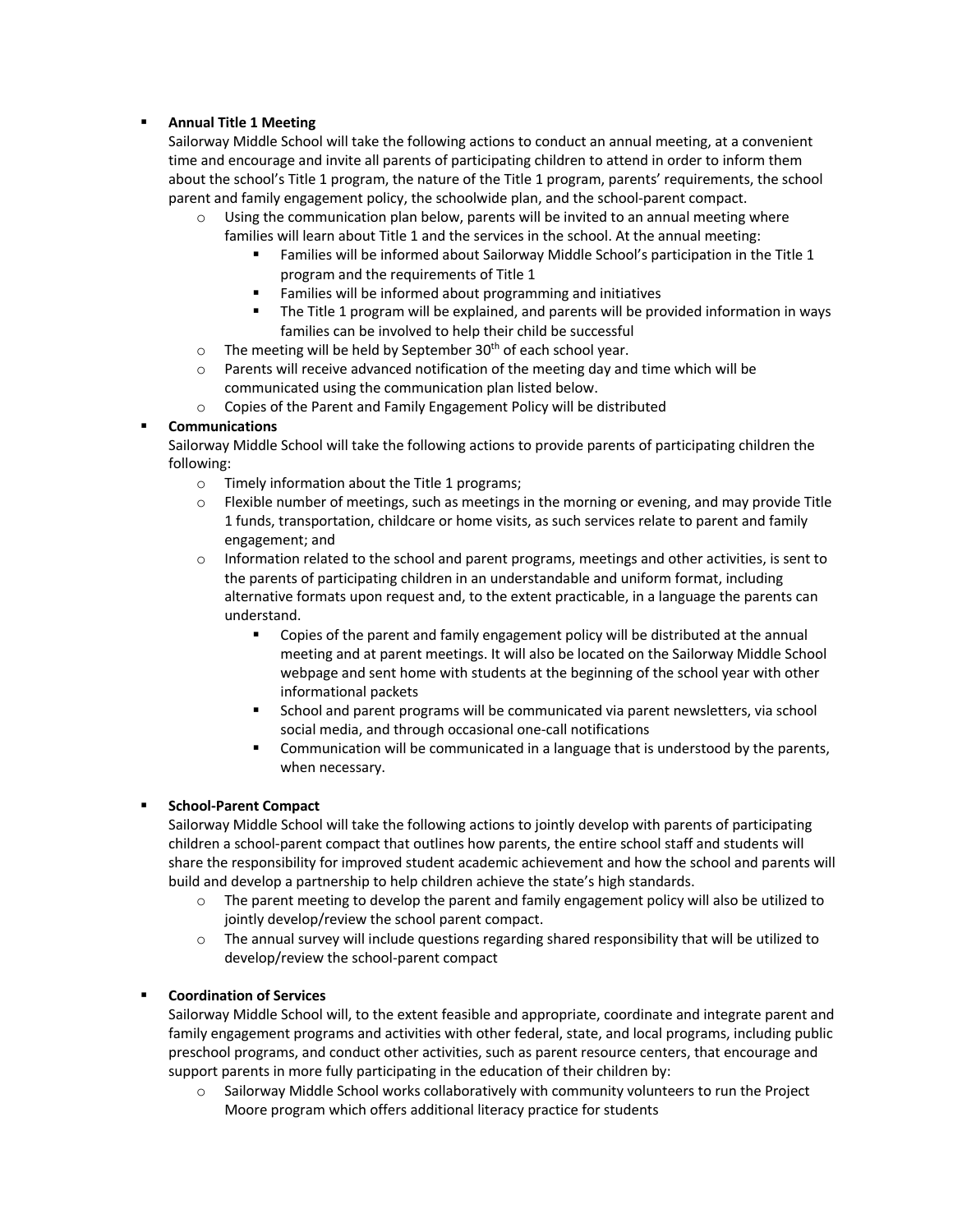- **Annual Title 1 Meeting**
  Sailorway Middle School will take the following actions to conduct an annual meeting, at a convenient time and encourage and invite all parents of participating children to attend in order to inform them about the school's Title 1 program, the nature of the Title 1 program, parents' requirements, the school parent and family engagement policy, the schoolwide plan, and the school-parent compact.
  - Using the communication plan below, parents will be invited to an annual meeting where families will learn about Title 1 and the services in the school. At the annual meeting:
    - Families will be informed about Sailorway Middle School's participation in the Title 1 program and the requirements of Title 1
    - Families will be informed about programming and initiatives
    - The Title 1 program will be explained, and parents will be provided information in ways families can be involved to help their child be successful
  - The meeting will be held by September 30th of each school year.
  - Parents will receive advanced notification of the meeting day and time which will be communicated using the communication plan listed below.
  - Copies of the Parent and Family Engagement Policy will be distributed
- **Communications**
  Sailorway Middle School will take the following actions to provide parents of participating children the following:
  - Timely information about the Title 1 programs;
  - Flexible number of meetings, such as meetings in the morning or evening, and may provide Title 1 funds, transportation, childcare or home visits, as such services relate to parent and family engagement; and
  - Information related to the school and parent programs, meetings and other activities, is sent to the parents of participating children in an understandable and uniform format, including alternative formats upon request and, to the extent practicable, in a language the parents can understand.
    - Copies of the parent and family engagement policy will be distributed at the annual meeting and at parent meetings. It will also be located on the Sailorway Middle School webpage and sent home with students at the beginning of the school year with other informational packets
    - School and parent programs will be communicated via parent newsletters, via school social media, and through occasional one-call notifications
    - Communication will be communicated in a language that is understood by the parents, when necessary.

- **School-Parent Compact**
  Sailorway Middle School will take the following actions to jointly develop with parents of participating children a school-parent compact that outlines how parents, the entire school staff and students will share the responsibility for improved student academic achievement and how the school and parents will build and develop a partnership to help children achieve the state's high standards.
  - The parent meeting to develop the parent and family engagement policy will also be utilized to jointly develop/review the school parent compact.
  - The annual survey will include questions regarding shared responsibility that will be utilized to develop/review the school-parent compact

- **Coordination of Services**
  Sailorway Middle School will, to the extent feasible and appropriate, coordinate and integrate parent and family engagement programs and activities with other federal, state, and local programs, including public preschool programs, and conduct other activities, such as parent resource centers, that encourage and support parents in more fully participating in the education of their children by:
  - Sailorway Middle School works collaboratively with community volunteers to run the Project Moore program which offers additional literacy practice for students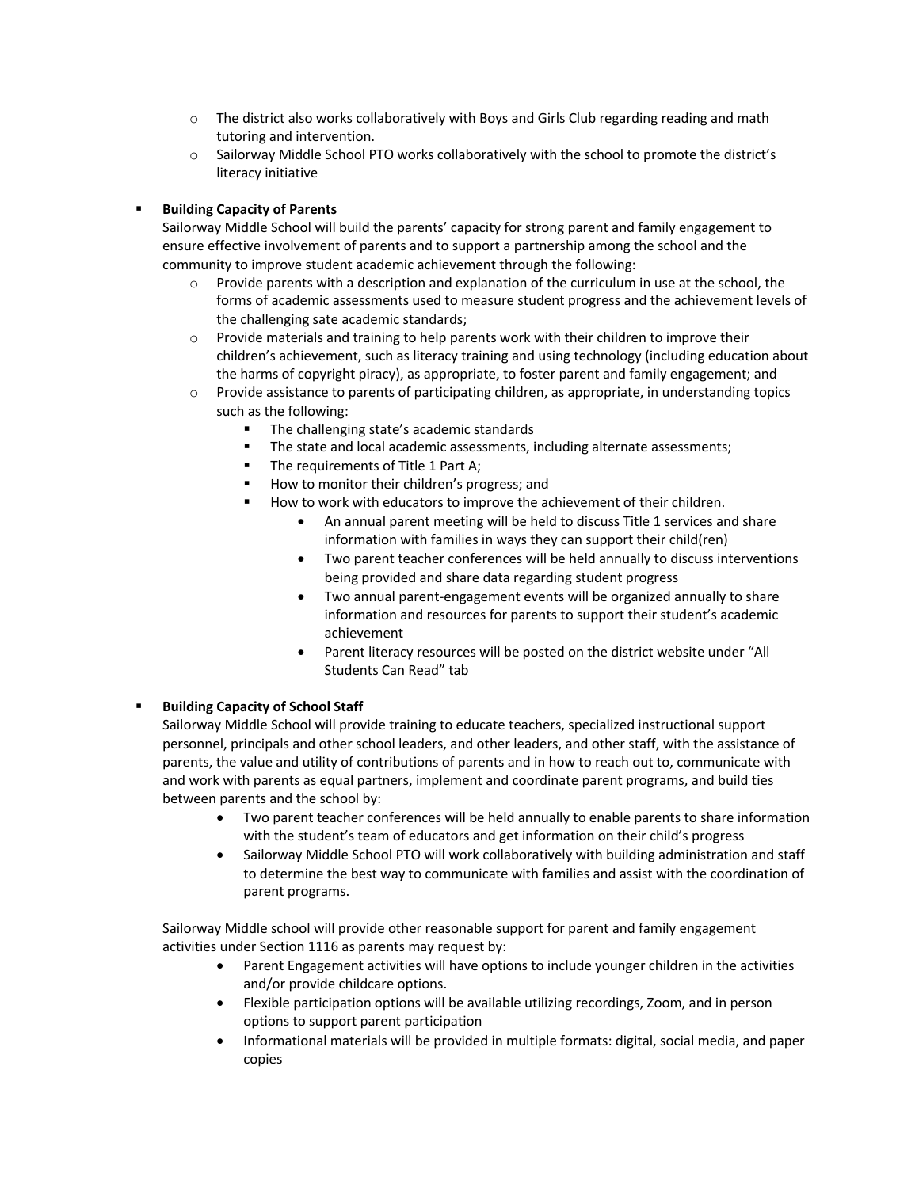- The district also works collaboratively with Boys and Girls Club regarding reading and math tutoring and intervention.
- Sailorway Middle School PTO works collaboratively with the school to promote the district's literacy initiative

- **Building Capacity of Parents**
  Sailorway Middle School will build the parents' capacity for strong parent and family engagement to ensure effective involvement of parents and to support a partnership among the school and the community to improve student academic achievement through the following:
  - Provide parents with a description and explanation of the curriculum in use at the school, the forms of academic assessments used to measure student progress and the achievement levels of the challenging sate academic standards;
  - Provide materials and training to help parents work with their children to improve their children's achievement, such as literacy training and using technology (including education about the harms of copyright piracy), as appropriate, to foster parent and family engagement; and
  - Provide assistance to parents of participating children, as appropriate, in understanding topics such as the following:
    - The challenging state's academic standards
    - The state and local academic assessments, including alternate assessments;
    - The requirements of Title 1 Part A;
    - How to monitor their children's progress; and
    - How to work with educators to improve the achievement of their children.
      - An annual parent meeting will be held to discuss Title 1 services and share information with families in ways they can support their child(ren)
      - Two parent teacher conferences will be held annually to discuss interventions being provided and share data regarding student progress
      - Two annual parent-engagement events will be organized annually to share information and resources for parents to support their student's academic achievement
      - Parent literacy resources will be posted on the district website under "All Students Can Read" tab

- **Building Capacity of School Staff**
  Sailorway Middle School will provide training to educate teachers, specialized instructional support personnel, principals and other school leaders, and other leaders, and other staff, with the assistance of parents, the value and utility of contributions of parents and in how to reach out to, communicate with and work with parents as equal partners, implement and coordinate parent programs, and build ties between parents and the school by:
  - Two parent teacher conferences will be held annually to enable parents to share information with the student's team of educators and get information on their child's progress
  - Sailorway Middle School PTO will work collaboratively with building administration and staff to determine the best way to communicate with families and assist with the coordination of parent programs.

  Sailorway Middle school will provide other reasonable support for parent and family engagement activities under Section 1116 as parents may request by:
  - Parent Engagement activities will have options to include younger children in the activities and/or provide childcare options.
  - Flexible participation options will be available utilizing recordings, Zoom, and in person options to support parent participation
  - Informational materials will be provided in multiple formats: digital, social media, and paper copies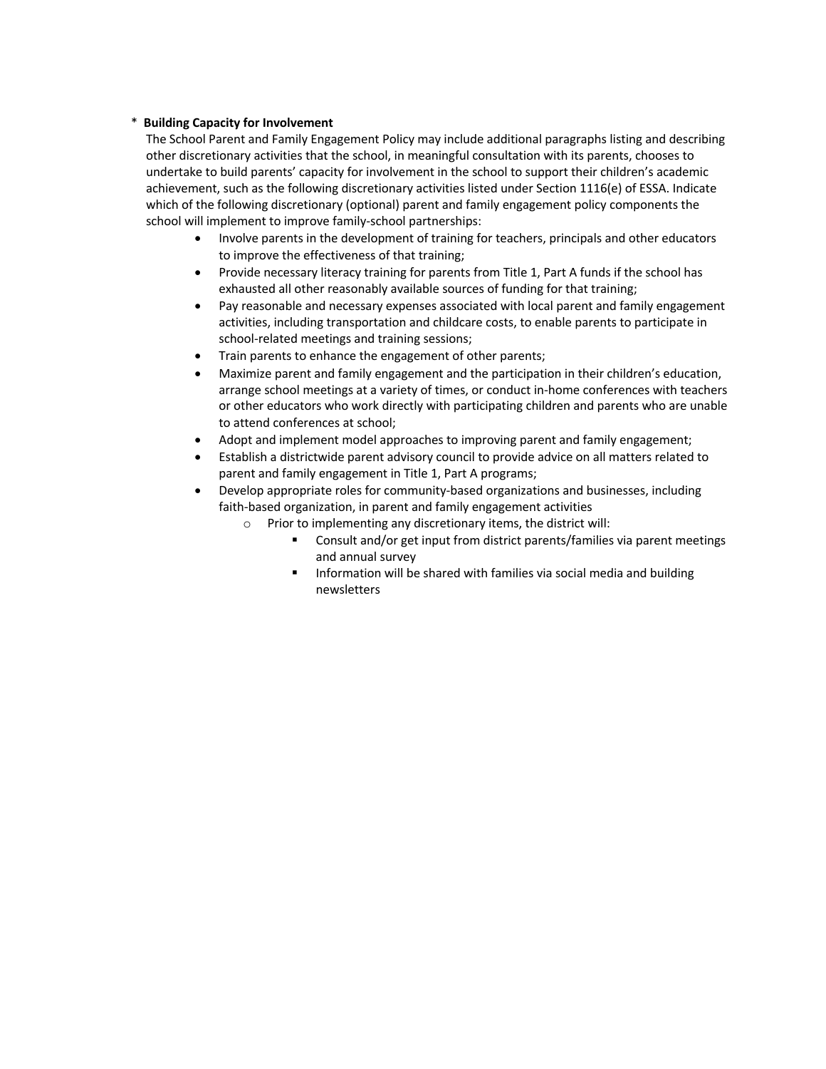\* **Building Capacity for Involvement**

The School Parent and Family Engagement Policy may include additional paragraphs listing and describing other discretionary activities that the school, in meaningful consultation with its parents, chooses to undertake to build parents' capacity for involvement in the school to support their children's academic achievement, such as the following discretionary activities listed under Section 1116(e) of ESSA. Indicate which of the following discretionary (optional) parent and family engagement policy components the school will implement to improve family-school partnerships:

- Involve parents in the development of training for teachers, principals and other educators to improve the effectiveness of that training;
- Provide necessary literacy training for parents from Title 1, Part A funds if the school has exhausted all other reasonably available sources of funding for that training;
- Pay reasonable and necessary expenses associated with local parent and family engagement activities, including transportation and childcare costs, to enable parents to participate in school-related meetings and training sessions;
- Train parents to enhance the engagement of other parents;
- Maximize parent and family engagement and the participation in their children's education, arrange school meetings at a variety of times, or conduct in-home conferences with teachers or other educators who work directly with participating children and parents who are unable to attend conferences at school;
- Adopt and implement model approaches to improving parent and family engagement;
- Establish a districtwide parent advisory council to provide advice on all matters related to parent and family engagement in Title 1, Part A programs;
- Develop appropriate roles for community-based organizations and businesses, including faith-based organization, in parent and family engagement activities
    - Prior to implementing any discretionary items, the district will:
        - Consult and/or get input from district parents/families via parent meetings and annual survey
        - Information will be shared with families via social media and building newsletters